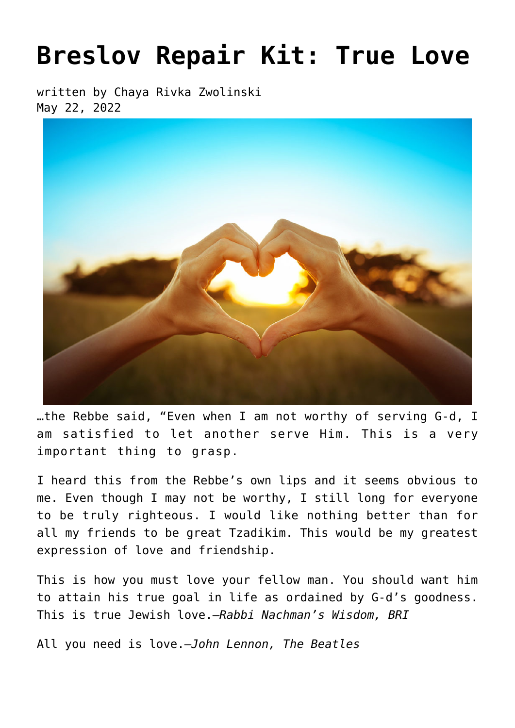# Breslov Repair Kit: True Love

written by Chaya Rivka Zwolinski
May 22, 2022

…the Rebbe said, "Even when I am not worthy of serving G-d, I am satisfied to let another serve Him. This is a very important thing to grasp.

I heard this from the Rebbe's own lips and it seems obvious to me. Even though I may not be worthy, I still long for everyone to be truly righteous. I would like nothing better than for all my friends to be great Tzadikim. This would be my greatest expression of love and friendship.

This is how you must love your fellow man. You should want him to attain his true goal in life as ordained by G-d's goodness. This is true Jewish love.—*Rabbi Nachman's Wisdom, BRI*

All you need is love.—*John Lennon, The Beatles*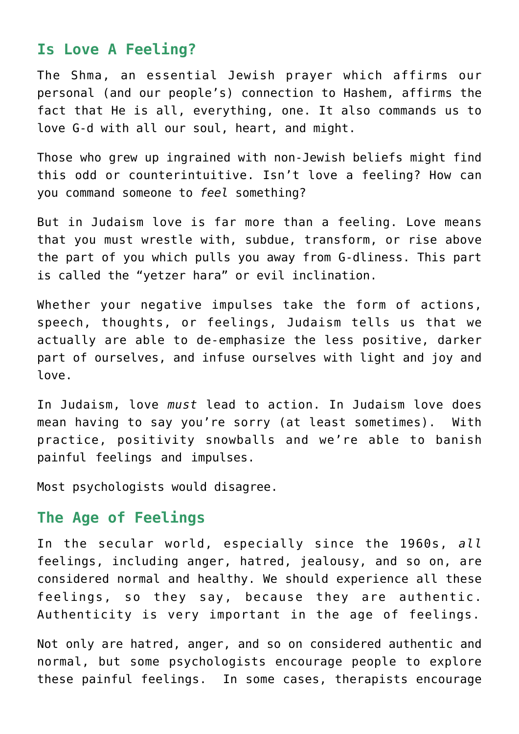## Is Love A Feeling?

The Shma, an essential Jewish prayer which affirms our personal (and our people's) connection to Hashem, affirms the fact that He is all, everything, one. It also commands us to love G-d with all our soul, heart, and might.

Those who grew up ingrained with non-Jewish beliefs might find this odd or counterintuitive. Isn't love a feeling? How can you command someone to *feel* something?

But in Judaism love is far more than a feeling. Love means that you must wrestle with, subdue, transform, or rise above the part of you which pulls you away from G-dliness. This part is called the "yetzer hara" or evil inclination.

Whether your negative impulses take the form of actions, speech, thoughts, or feelings, Judaism tells us that we actually are able to de-emphasize the less positive, darker part of ourselves, and infuse ourselves with light and joy and love.

In Judaism, love *must* lead to action. In Judaism love does mean having to say you're sorry (at least sometimes). With practice, positivity snowballs and we're able to banish painful feelings and impulses.

Most psychologists would disagree.

## The Age of Feelings

In the secular world, especially since the 1960s, *all* feelings, including anger, hatred, jealousy, and so on, are considered normal and healthy. We should experience all these feelings, so they say, because they are authentic. Authenticity is very important in the age of feelings.

Not only are hatred, anger, and so on considered authentic and normal, but some psychologists encourage people to explore these painful feelings. In some cases, therapists encourage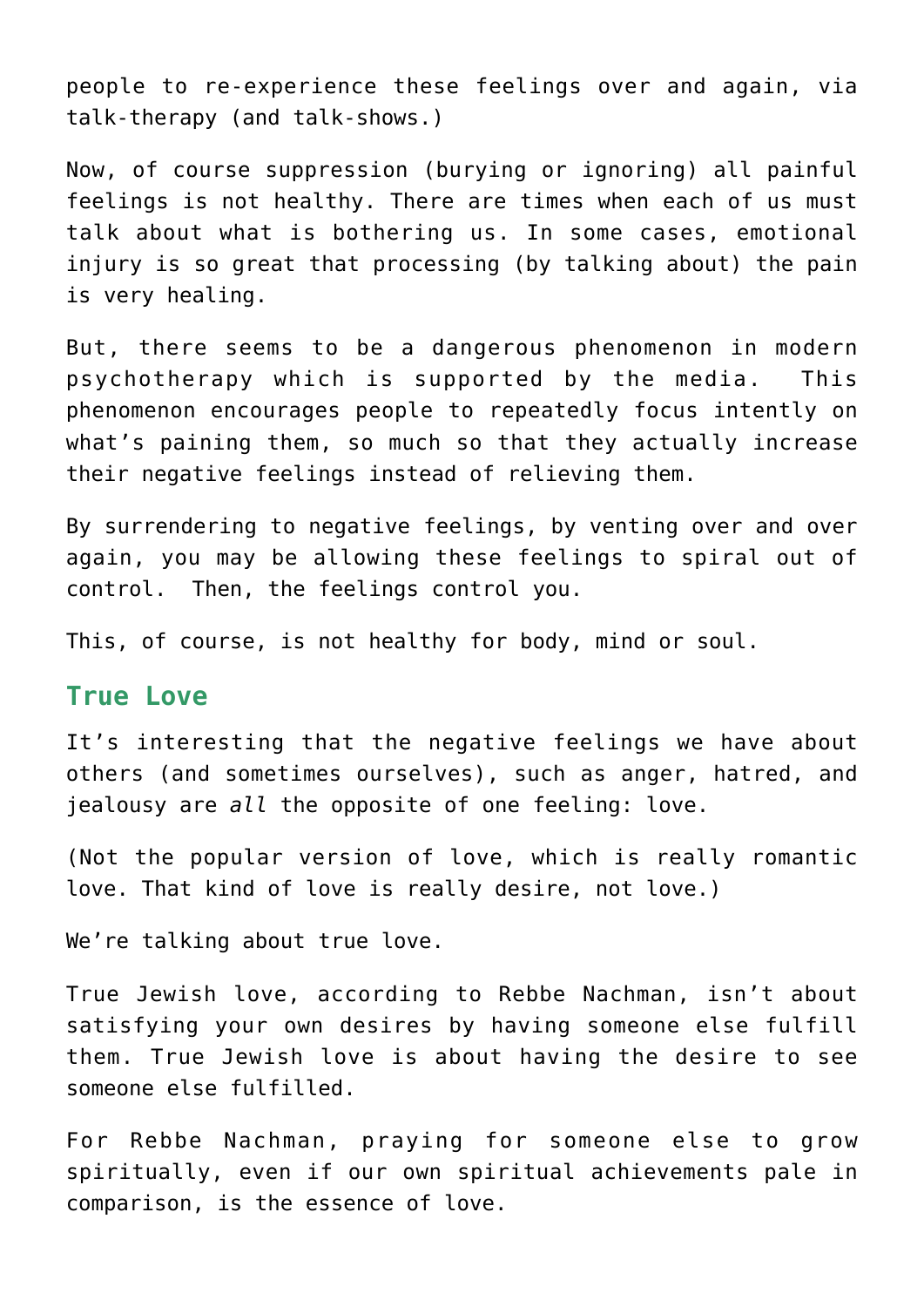people to re-experience these feelings over and again, via talk-therapy (and talk-shows.)

Now, of course suppression (burying or ignoring) all painful feelings is not healthy. There are times when each of us must talk about what is bothering us. In some cases, emotional injury is so great that processing (by talking about) the pain is very healing.

But, there seems to be a dangerous phenomenon in modern psychotherapy which is supported by the media. This phenomenon encourages people to repeatedly focus intently on what's paining them, so much so that they actually increase their negative feelings instead of relieving them.

By surrendering to negative feelings, by venting over and over again, you may be allowing these feelings to spiral out of control. Then, the feelings control you.

This, of course, is not healthy for body, mind or soul.

## True Love

It's interesting that the negative feelings we have about others (and sometimes ourselves), such as anger, hatred, and jealousy are *all* the opposite of one feeling: love.

(Not the popular version of love, which is really romantic love. That kind of love is really desire, not love.)

We're talking about true love.

True Jewish love, according to Rebbe Nachman, isn't about satisfying your own desires by having someone else fulfill them. True Jewish love is about having the desire to see someone else fulfilled.

For Rebbe Nachman, praying for someone else to grow spiritually, even if our own spiritual achievements pale in comparison, is the essence of love.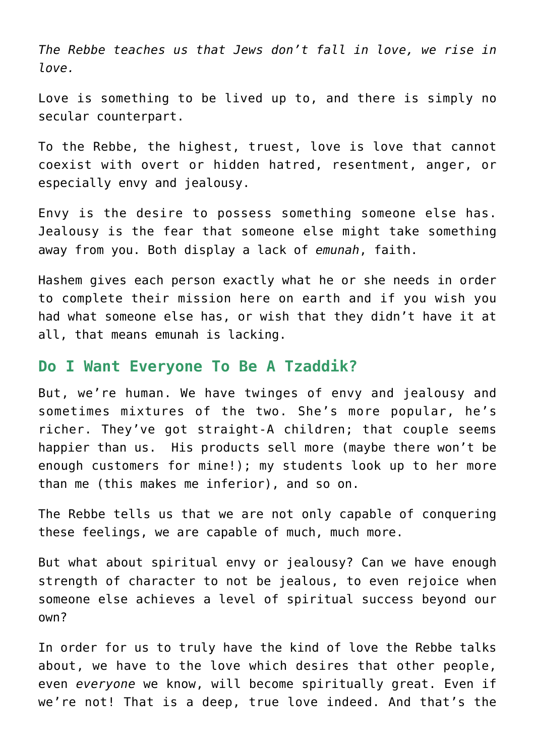*The Rebbe teaches us that Jews don't fall in love, we rise in love.*

Love is something to be lived up to, and there is simply no secular counterpart.

To the Rebbe, the highest, truest, love is love that cannot coexist with overt or hidden hatred, resentment, anger, or especially envy and jealousy.

Envy is the desire to possess something someone else has. Jealousy is the fear that someone else might take something away from you. Both display a lack of *emunah*, faith.

Hashem gives each person exactly what he or she needs in order to complete their mission here on earth and if you wish you had what someone else has, or wish that they didn't have it at all, that means emunah is lacking.

## Do I Want Everyone To Be A Tzaddik?

But, we're human. We have twinges of envy and jealousy and sometimes mixtures of the two. She's more popular, he's richer. They've got straight-A children; that couple seems happier than us. His products sell more (maybe there won't be enough customers for mine!); my students look up to her more than me (this makes me inferior), and so on.

The Rebbe tells us that we are not only capable of conquering these feelings, we are capable of much, much more.

But what about spiritual envy or jealousy? Can we have enough strength of character to not be jealous, to even rejoice when someone else achieves a level of spiritual success beyond our own?

In order for us to truly have the kind of love the Rebbe talks about, we have to the love which desires that other people, even *everyone* we know, will become spiritually great. Even if we're not! That is a deep, true love indeed. And that's the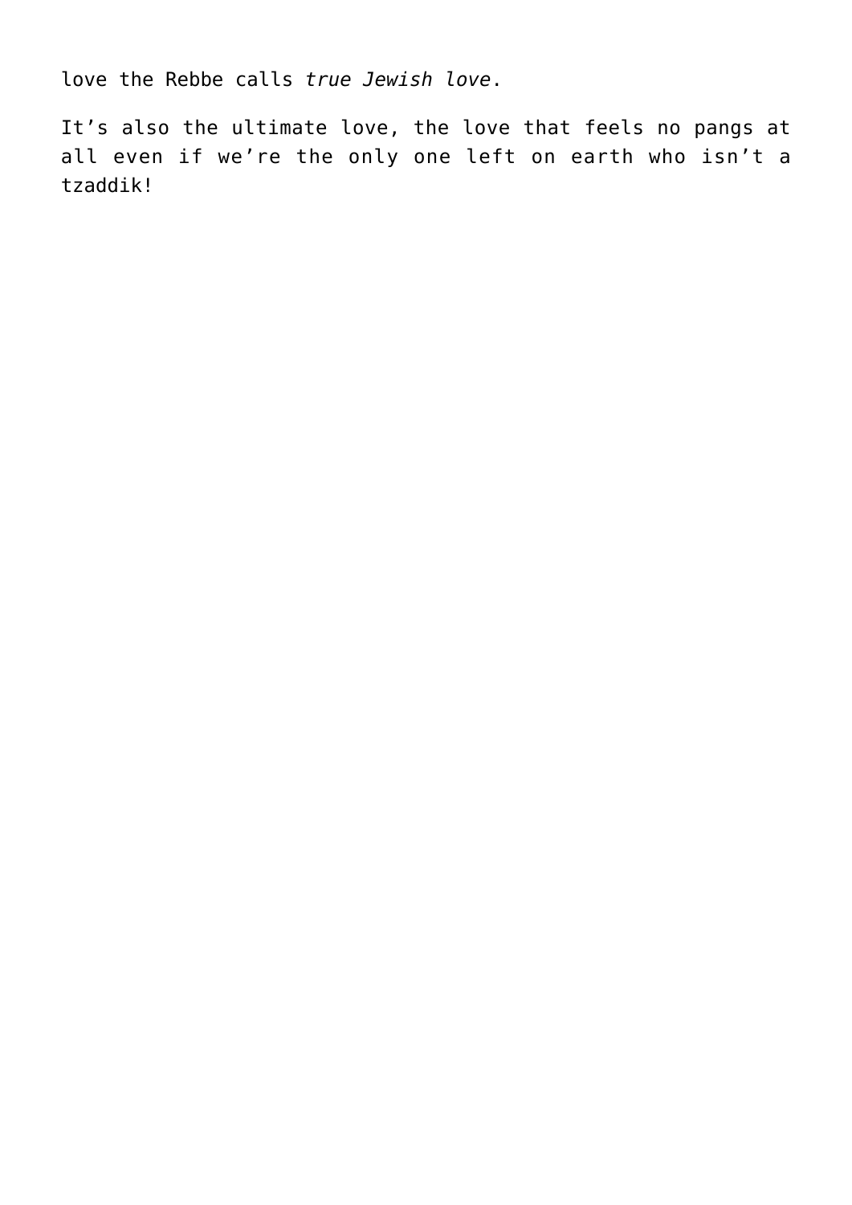love the Rebbe calls *true Jewish love*.

It’s also the ultimate love, the love that feels no pangs at all even if we’re the only one left on earth who isn’t a tzaddik!